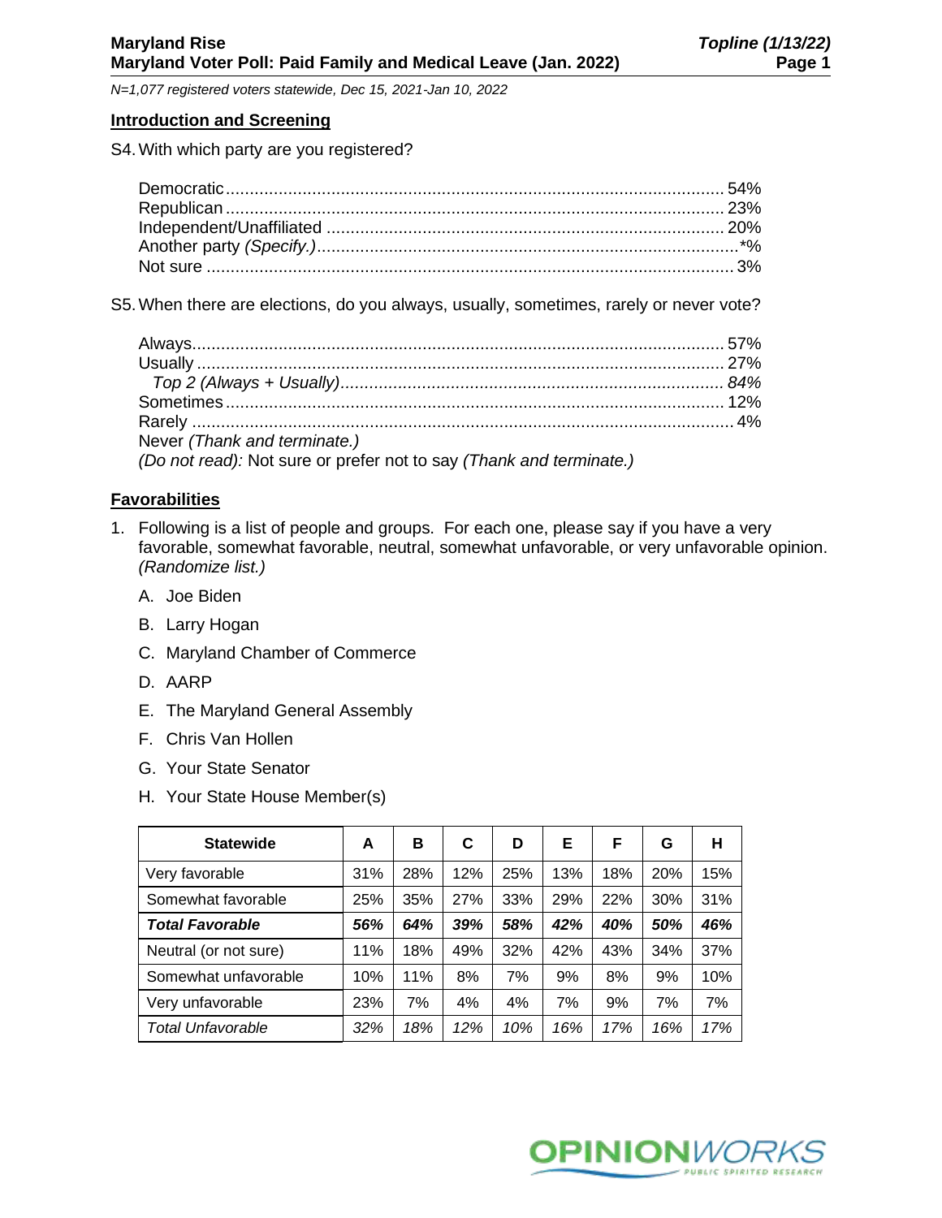# Maryland Rise
## Maryland Voter Poll: Paid Family and Medical Leave (Jan. 2022)

*Topline (1/13/22)*

*N=1,077 registered voters statewide, Dec 15, 2021-Jan 10, 2022*

## Introduction and Screening

S4. With which party are you registered?

| | |
|---|---|
| Democratic | 54% |
| Republican | 23% |
| Independent/Unaffiliated | 20% |
| Another party *(Specify.)* | *% |
| Not sure | 3% |

S5. When there are elections, do you always, usually, sometimes, rarely or never vote?

| | |
|---|---|
| Always | 57% |
| Usually | 27% |
| *Top 2 (Always + Usually)* | *84%* |
| Sometimes | 12% |
| Rarely | 4% |
| Never *(Thank and terminate.)* | |
| *(Do not read):* Not sure or prefer not to say *(Thank and terminate.)* | |

## Favorabilities

1. Following is a list of people and groups. For each one, please say if you have a very favorable, somewhat favorable, neutral, somewhat unfavorable, or very unfavorable opinion. *(Randomize list.)*

   A. Joe Biden

   B. Larry Hogan

   C. Maryland Chamber of Commerce

   D. AARP

   E. The Maryland General Assembly

   F. Chris Van Hollen

   G. Your State Senator

   H. Your State House Member(s)

| Statewide | A | B | C | D | E | F | G | H |
|---|---|---|---|---|---|---|---|---|
| Very favorable | 31% | 28% | 12% | 25% | 13% | 18% | 20% | 15% |
| Somewhat favorable | 25% | 35% | 27% | 33% | 29% | 22% | 30% | 31% |
| ***Total Favorable*** | ***56%*** | ***64%*** | ***39%*** | ***58%*** | ***42%*** | ***40%*** | ***50%*** | ***46%*** |
| Neutral (or not sure) | 11% | 18% | 49% | 32% | 42% | 43% | 34% | 37% |
| Somewhat unfavorable | 10% | 11% | 8% | 7% | 9% | 8% | 9% | 10% |
| Very unfavorable | 23% | 7% | 4% | 4% | 7% | 9% | 7% | 7% |
| *Total Unfavorable* | *32%* | *18%* | *12%* | *10%* | *16%* | *17%* | *16%* | *17%* |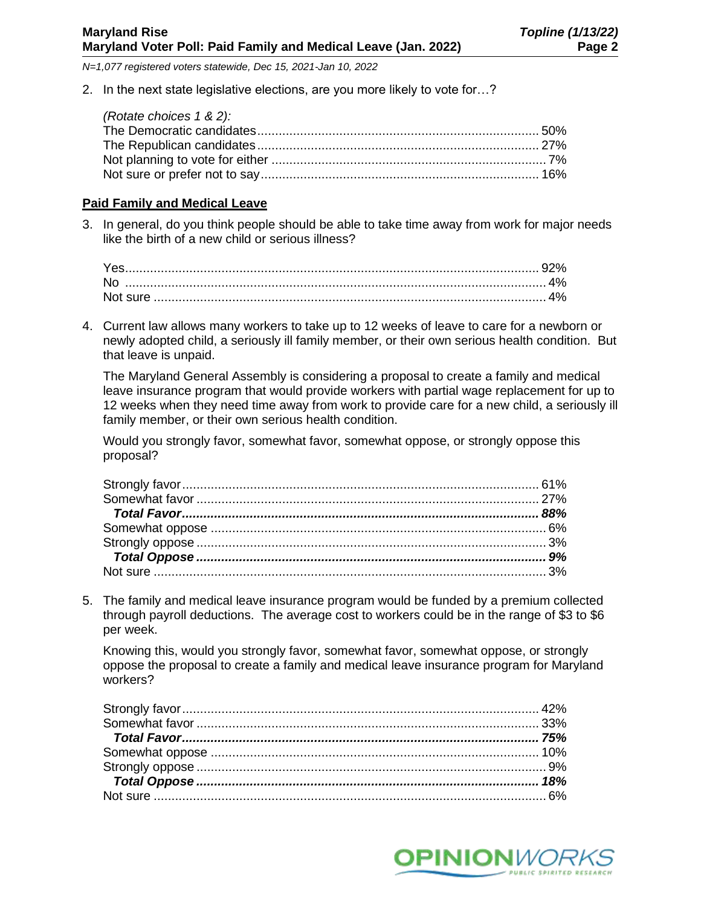*N=1,077 registered voters statewide, Dec 15, 2021-Jan 10, 2022*

2. In the next state legislative elections, are you more likely to vote for…?

   *(Rotate choices 1 & 2):*

| | |
|---|---|
| The Democratic candidates | 50% |
| The Republican candidates | 27% |
| Not planning to vote for either | 7% |
| Not sure or prefer not to say | 16% |

## Paid Family and Medical Leave

3. In general, do you think people should be able to take time away from work for major needs like the birth of a new child or serious illness?

| | |
|---|---|
| Yes | 92% |
| No | 4% |
| Not sure | 4% |

4. Current law allows many workers to take up to 12 weeks of leave to care for a newborn or newly adopted child, a seriously ill family member, or their own serious health condition. But that leave is unpaid.

   The Maryland General Assembly is considering a proposal to create a family and medical leave insurance program that would provide workers with partial wage replacement for up to 12 weeks when they need time away from work to provide care for a new child, a seriously ill family member, or their own serious health condition.

   Would you strongly favor, somewhat favor, somewhat oppose, or strongly oppose this proposal?

| | |
|---|---|
| Strongly favor | 61% |
| Somewhat favor | 27% |
| ***Total Favor*** | ***88%*** |
| Somewhat oppose | 6% |
| Strongly oppose | 3% |
| ***Total Oppose*** | ***9%*** |
| Not sure | 3% |

5. The family and medical leave insurance program would be funded by a premium collected through payroll deductions. The average cost to workers could be in the range of $3 to $6 per week.

   Knowing this, would you strongly favor, somewhat favor, somewhat oppose, or strongly oppose the proposal to create a family and medical leave insurance program for Maryland workers?

| | |
|---|---|
| Strongly favor | 42% |
| Somewhat favor | 33% |
| ***Total Favor*** | ***75%*** |
| Somewhat oppose | 10% |
| Strongly oppose | 9% |
| ***Total Oppose*** | ***18%*** |
| Not sure | 6% |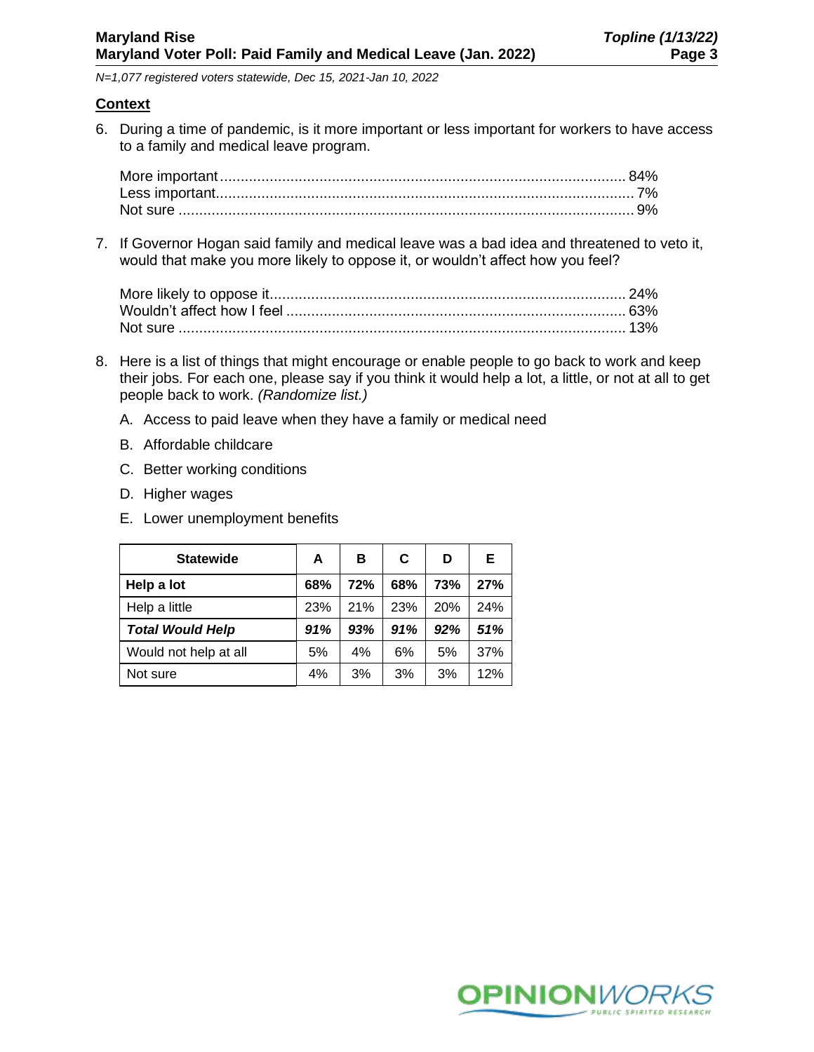## Context

6. During a time of pandemic, is it more important or less important for workers to have access to a family and medical leave program.

   More important .......... 84%
   Less important .......... 7%
   Not sure .......... 9%

7. If Governor Hogan said family and medical leave was a bad idea and threatened to veto it, would that make you more likely to oppose it, or wouldn't affect how you feel?

   More likely to oppose it .......... 24%
   Wouldn't affect how I feel .......... 63%
   Not sure .......... 13%

8. Here is a list of things that might encourage or enable people to go back to work and keep their jobs. For each one, please say if you think it would help a lot, a little, or not at all to get people back to work. *(Randomize list.)*

   A. Access to paid leave when they have a family or medical need
   B. Affordable childcare
   C. Better working conditions
   D. Higher wages
   E. Lower unemployment benefits

| Statewide | A | B | C | D | E |
|---|---|---|---|---|---|
| **Help a lot** | **68%** | **72%** | **68%** | **73%** | **27%** |
| Help a little | 23% | 21% | 23% | 20% | 24% |
| ***Total Would Help*** | ***91%*** | ***93%*** | ***91%*** | ***92%*** | ***51%*** |
| Would not help at all | 5% | 4% | 6% | 5% | 37% |
| Not sure | 4% | 3% | 3% | 3% | 12% |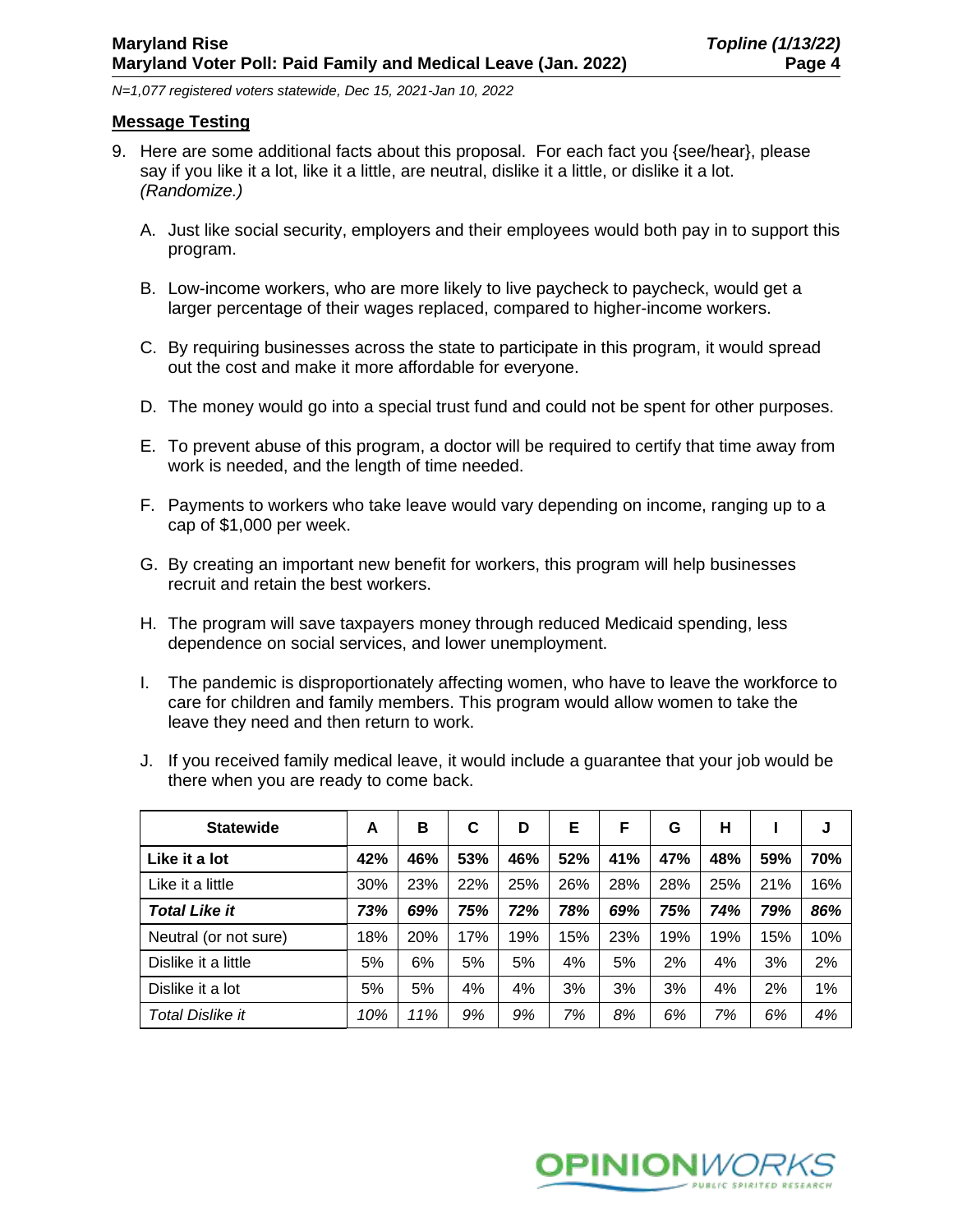N=1,077 registered voters statewide, Dec 15, 2021-Jan 10, 2022

## Message Testing

9. Here are some additional facts about this proposal. For each fact you {see/hear}, please say if you like it a lot, like it a little, are neutral, dislike it a little, or dislike it a lot. *(Randomize.)*

   A. Just like social security, employers and their employees would both pay in to support this program.

   B. Low-income workers, who are more likely to live paycheck to paycheck, would get a larger percentage of their wages replaced, compared to higher-income workers.

   C. By requiring businesses across the state to participate in this program, it would spread out the cost and make it more affordable for everyone.

   D. The money would go into a special trust fund and could not be spent for other purposes.

   E. To prevent abuse of this program, a doctor will be required to certify that time away from work is needed, and the length of time needed.

   F. Payments to workers who take leave would vary depending on income, ranging up to a cap of $1,000 per week.

   G. By creating an important new benefit for workers, this program will help businesses recruit and retain the best workers.

   H. The program will save taxpayers money through reduced Medicaid spending, less dependence on social services, and lower unemployment.

   I. The pandemic is disproportionately affecting women, who have to leave the workforce to care for children and family members. This program would allow women to take the leave they need and then return to work.

   J. If you received family medical leave, it would include a guarantee that your job would be there when you are ready to come back.

| Statewide | A | B | C | D | E | F | G | H | I | J |
|---|---|---|---|---|---|---|---|---|---|---|
| **Like it a lot** | **42%** | **46%** | **53%** | **46%** | **52%** | **41%** | **47%** | **48%** | **59%** | **70%** |
| Like it a little | 30% | 23% | 22% | 25% | 26% | 28% | 28% | 25% | 21% | 16% |
| ***Total Like it*** | ***73%*** | ***69%*** | ***75%*** | ***72%*** | ***78%*** | ***69%*** | ***75%*** | ***74%*** | ***79%*** | ***86%*** |
| Neutral (or not sure) | 18% | 20% | 17% | 19% | 15% | 23% | 19% | 19% | 15% | 10% |
| Dislike it a little | 5% | 6% | 5% | 5% | 4% | 5% | 2% | 4% | 3% | 2% |
| Dislike it a lot | 5% | 5% | 4% | 4% | 3% | 3% | 3% | 4% | 2% | 1% |
| *Total Dislike it* | *10%* | *11%* | *9%* | *9%* | *7%* | *8%* | *6%* | *7%* | *6%* | *4%* |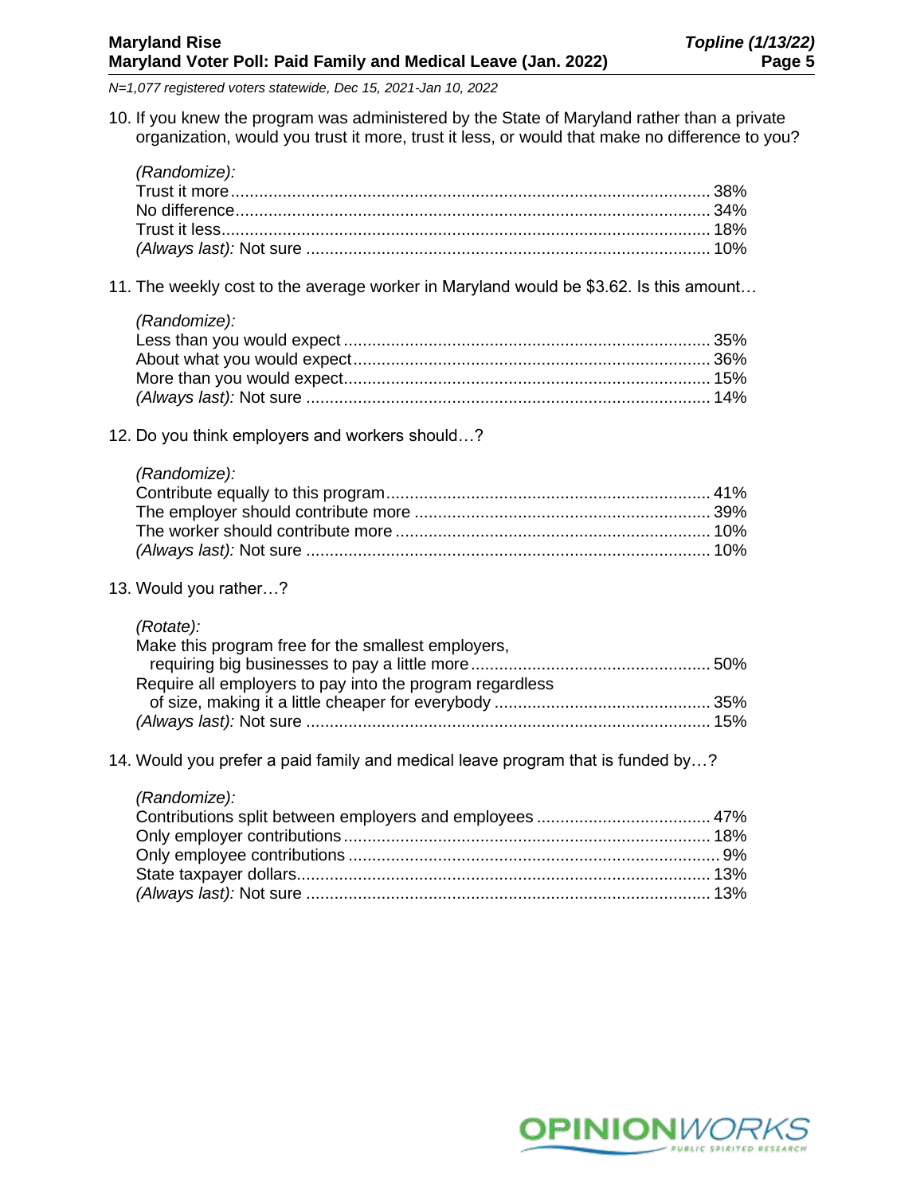*N=1,077 registered voters statewide, Dec 15, 2021-Jan 10, 2022*

10. If you knew the program was administered by the State of Maryland rather than a private organization, would you trust it more, trust it less, or would that make no difference to you?

*(Randomize):*

| | |
|---|---|
| Trust it more | 38% |
| No difference | 34% |
| Trust it less | 18% |
| *(Always last):* Not sure | 10% |

11. The weekly cost to the average worker in Maryland would be $3.62. Is this amount…

*(Randomize):*

| | |
|---|---|
| Less than you would expect | 35% |
| About what you would expect | 36% |
| More than you would expect | 15% |
| *(Always last):* Not sure | 14% |

12. Do you think employers and workers should…?

*(Randomize):*

| | |
|---|---|
| Contribute equally to this program | 41% |
| The employer should contribute more | 39% |
| The worker should contribute more | 10% |
| *(Always last):* Not sure | 10% |

13. Would you rather…?

*(Rotate):*

| | |
|---|---|
| Make this program free for the smallest employers, requiring big businesses to pay a little more | 50% |
| Require all employers to pay into the program regardless of size, making it a little cheaper for everybody | 35% |
| *(Always last):* Not sure | 15% |

14. Would you prefer a paid family and medical leave program that is funded by…?

*(Randomize):*

| | |
|---|---|
| Contributions split between employers and employees | 47% |
| Only employer contributions | 18% |
| Only employee contributions | 9% |
| State taxpayer dollars | 13% |
| *(Always last):* Not sure | 13% |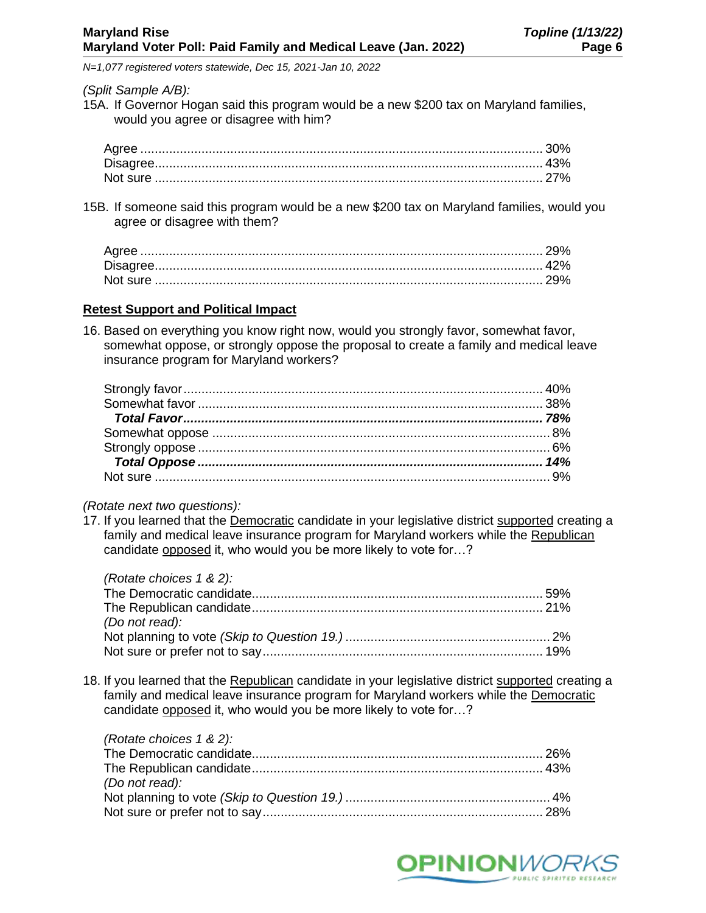*(Split Sample A/B):*

15A. If Governor Hogan said this program would be a new $200 tax on Maryland families, would you agree or disagree with him?

| | |
|---|---|
| Agree | 30% |
| Disagree | 43% |
| Not sure | 27% |

15B. If someone said this program would be a new $200 tax on Maryland families, would you agree or disagree with them?

| | |
|---|---|
| Agree | 29% |
| Disagree | 42% |
| Not sure | 29% |

## Retest Support and Political Impact

16. Based on everything you know right now, would you strongly favor, somewhat favor, somewhat oppose, or strongly oppose the proposal to create a family and medical leave insurance program for Maryland workers?

| | |
|---|---|
| Strongly favor | 40% |
| Somewhat favor | 38% |
| ***Total Favor*** | ***78%*** |
| Somewhat oppose | 8% |
| Strongly oppose | 6% |
| ***Total Oppose*** | ***14%*** |
| Not sure | 9% |

*(Rotate next two questions):*

17. If you learned that the Democratic candidate in your legislative district supported creating a family and medical leave insurance program for Maryland workers while the Republican candidate opposed it, who would you be more likely to vote for…?

*(Rotate choices 1 & 2):*

| | |
|---|---|
| The Democratic candidate | 59% |
| The Republican candidate | 21% |
| *(Do not read):* | |
| Not planning to vote *(Skip to Question 19.)* | 2% |
| Not sure or prefer not to say | 19% |

18. If you learned that the Republican candidate in your legislative district supported creating a family and medical leave insurance program for Maryland workers while the Democratic candidate opposed it, who would you be more likely to vote for…?

*(Rotate choices 1 & 2):*

| | |
|---|---|
| The Democratic candidate | 26% |
| The Republican candidate | 43% |
| *(Do not read):* | |
| Not planning to vote *(Skip to Question 19.)* | 4% |
| Not sure or prefer not to say | 28% |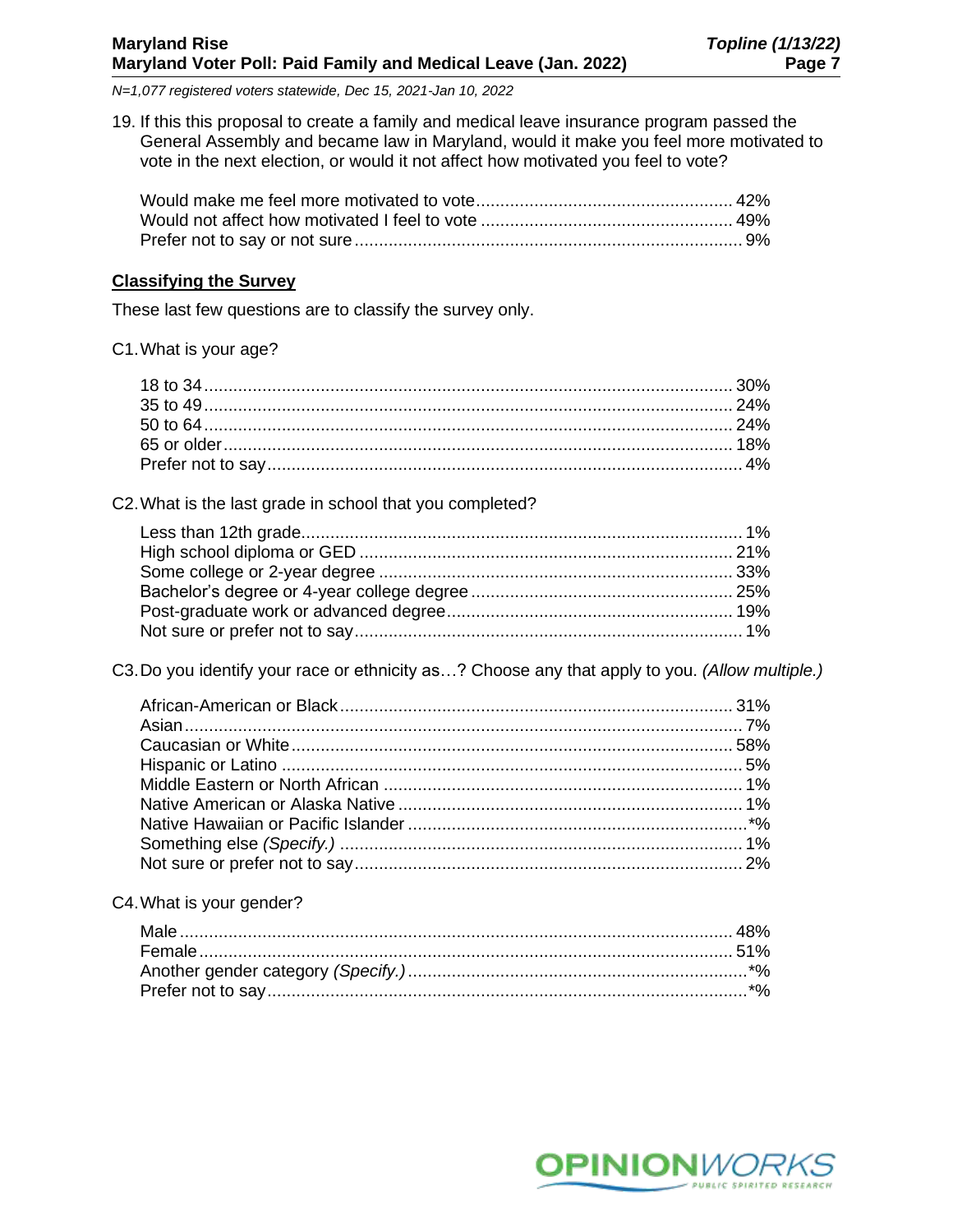N=1,077 registered voters statewide, Dec 15, 2021-Jan 10, 2022

19. If this this proposal to create a family and medical leave insurance program passed the General Assembly and became law in Maryland, would it make you feel more motivated to vote in the next election, or would it not affect how motivated you feel to vote?

| | |
|---|---|
| Would make me feel more motivated to vote | 42% |
| Would not affect how motivated I feel to vote | 49% |
| Prefer not to say or not sure | 9% |

## Classifying the Survey

These last few questions are to classify the survey only.

C1. What is your age?

| | |
|---|---|
| 18 to 34 | 30% |
| 35 to 49 | 24% |
| 50 to 64 | 24% |
| 65 or older | 18% |
| Prefer not to say | 4% |

C2. What is the last grade in school that you completed?

| | |
|---|---|
| Less than 12th grade | 1% |
| High school diploma or GED | 21% |
| Some college or 2-year degree | 33% |
| Bachelor's degree or 4-year college degree | 25% |
| Post-graduate work or advanced degree | 19% |
| Not sure or prefer not to say | 1% |

C3. Do you identify your race or ethnicity as…? Choose any that apply to you. *(Allow multiple.)*

| | |
|---|---|
| African-American or Black | 31% |
| Asian | 7% |
| Caucasian or White | 58% |
| Hispanic or Latino | 5% |
| Middle Eastern or North African | 1% |
| Native American or Alaska Native | 1% |
| Native Hawaiian or Pacific Islander | *% |
| Something else *(Specify.)* | 1% |
| Not sure or prefer not to say | 2% |

C4. What is your gender?

| | |
|---|---|
| Male | 48% |
| Female | 51% |
| Another gender category *(Specify.)* | *% |
| Prefer not to say | *% |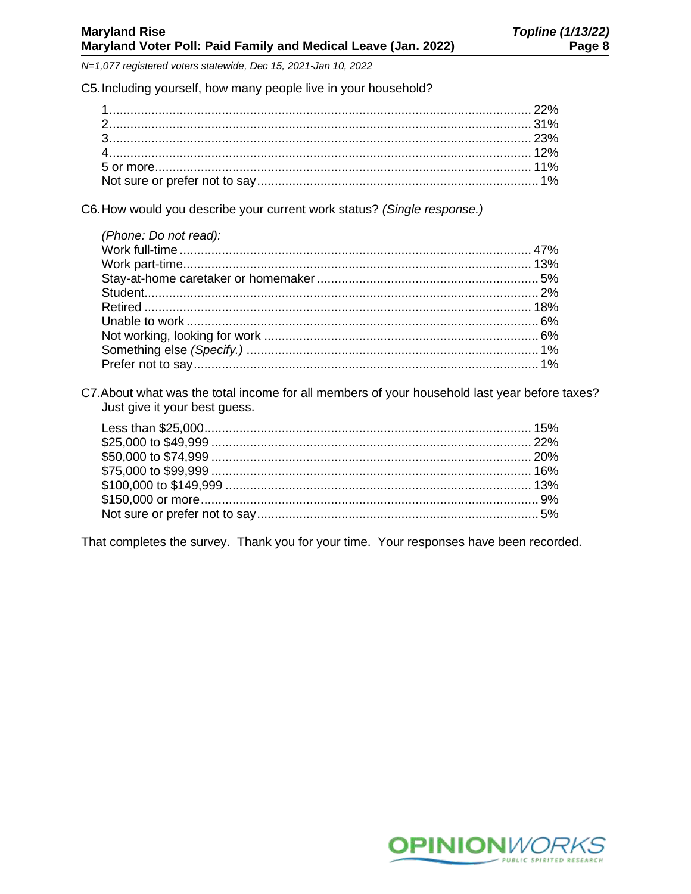N=1,077 registered voters statewide, Dec 15, 2021-Jan 10, 2022

C5. Including yourself, how many people live in your household?

| | |
|---|---|
| 1 | 22% |
| 2 | 31% |
| 3 | 23% |
| 4 | 12% |
| 5 or more | 11% |
| Not sure or prefer not to say | 1% |

C6. How would you describe your current work status? *(Single response.)*

*(Phone: Do not read):*

| | |
|---|---|
| Work full-time | 47% |
| Work part-time | 13% |
| Stay-at-home caretaker or homemaker | 5% |
| Student | 2% |
| Retired | 18% |
| Unable to work | 6% |
| Not working, looking for work | 6% |
| Something else *(Specify.)* | 1% |
| Prefer not to say | 1% |

C7. About what was the total income for all members of your household last year before taxes? Just give it your best guess.

| | |
|---|---|
| Less than $25,000 | 15% |
| $25,000 to $49,999 | 22% |
| $50,000 to $74,999 | 20% |
| $75,000 to $99,999 | 16% |
| $100,000 to $149,999 | 13% |
| $150,000 or more | 9% |
| Not sure or prefer not to say | 5% |

That completes the survey. Thank you for your time. Your responses have been recorded.

OPINIONWORKS PUBLIC SPIRITED RESEARCH